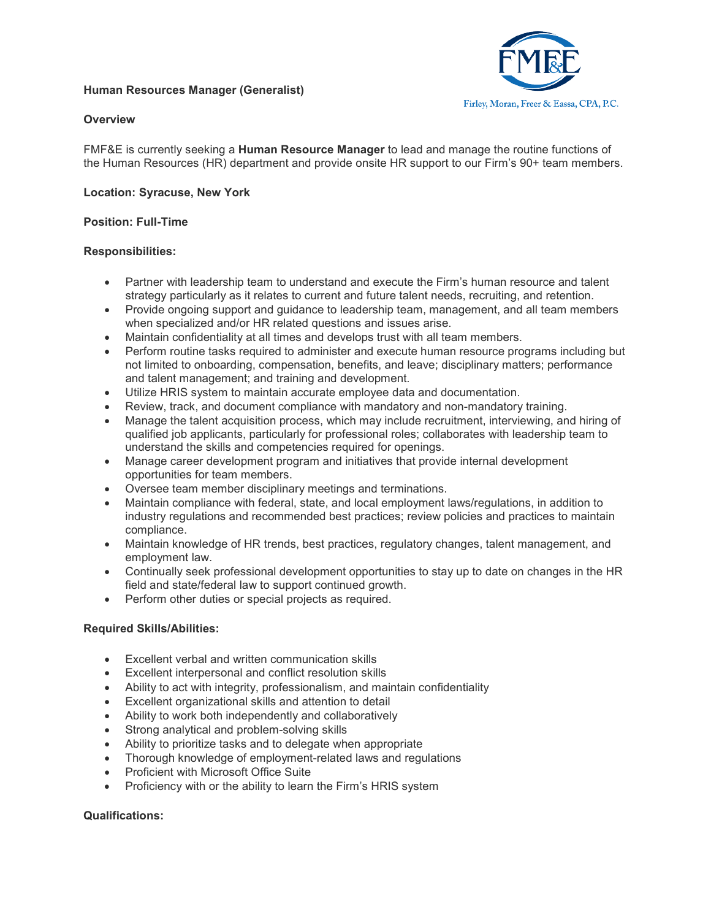# Human Resources Manager (Generalist)

Firley, Moran, Freer & Eassa, CPA, P.C.

**Overview**

FMF&E is currently seeking a **Human Resource Manager** to lead and manage the routine functions of the Human Resources (HR) department and provide onsite HR support to our Firm's 90+ team members.

**Location: Syracuse, New York**

**Position: Full-Time**

**Responsibilities:**

- Partner with leadership team to understand and execute the Firm's human resource and talent strategy particularly as it relates to current and future talent needs, recruiting, and retention.
- Provide ongoing support and guidance to leadership team, management, and all team members when specialized and/or HR related questions and issues arise.
- Maintain confidentiality at all times and develops trust with all team members.
- Perform routine tasks required to administer and execute human resource programs including but not limited to onboarding, compensation, benefits, and leave; disciplinary matters; performance and talent management; and training and development.
- Utilize HRIS system to maintain accurate employee data and documentation.
- Review, track, and document compliance with mandatory and non-mandatory training.
- Manage the talent acquisition process, which may include recruitment, interviewing, and hiring of qualified job applicants, particularly for professional roles; collaborates with leadership team to understand the skills and competencies required for openings.
- Manage career development program and initiatives that provide internal development opportunities for team members.
- Oversee team member disciplinary meetings and terminations.
- Maintain compliance with federal, state, and local employment laws/regulations, in addition to industry regulations and recommended best practices; review policies and practices to maintain compliance.
- Maintain knowledge of HR trends, best practices, regulatory changes, talent management, and employment law.
- Continually seek professional development opportunities to stay up to date on changes in the HR field and state/federal law to support continued growth.
- Perform other duties or special projects as required.

**Required Skills/Abilities:**

- Excellent verbal and written communication skills
- Excellent interpersonal and conflict resolution skills
- Ability to act with integrity, professionalism, and maintain confidentiality
- Excellent organizational skills and attention to detail
- Ability to work both independently and collaboratively
- Strong analytical and problem-solving skills
- Ability to prioritize tasks and to delegate when appropriate
- Thorough knowledge of employment-related laws and regulations
- Proficient with Microsoft Office Suite
- Proficiency with or the ability to learn the Firm's HRIS system

**Qualifications:**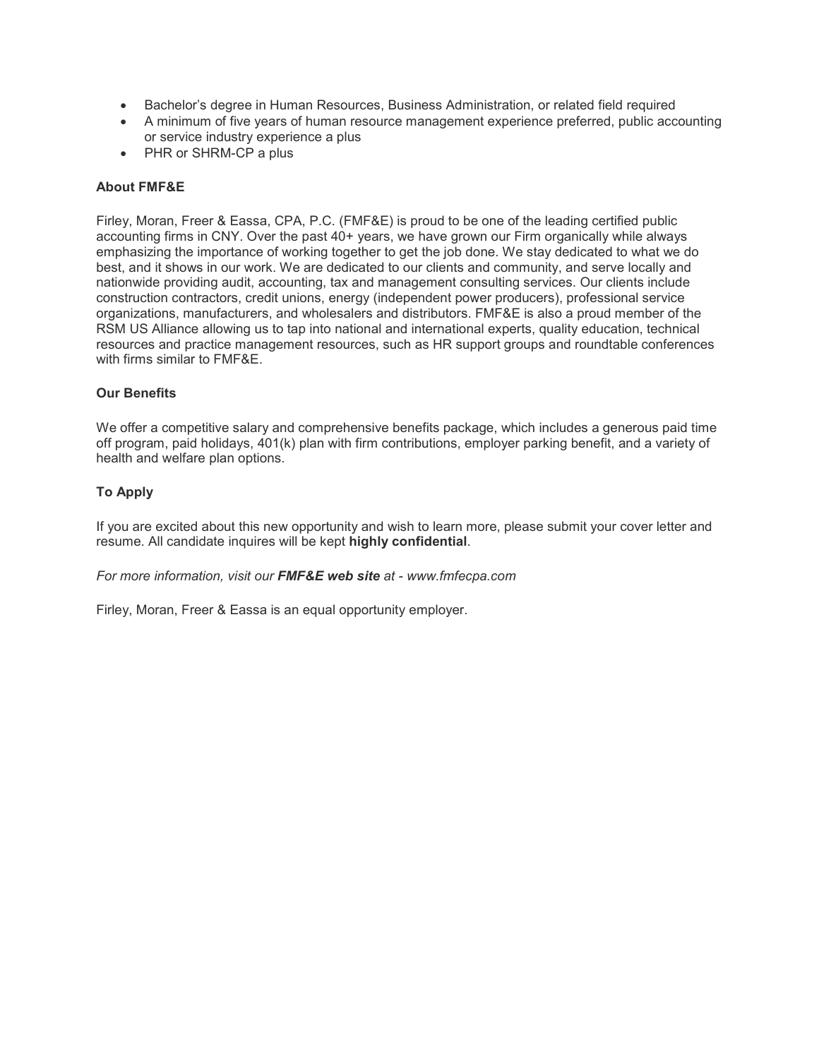- Bachelor's degree in Human Resources, Business Administration, or related field required
- A minimum of five years of human resource management experience preferred, public accounting or service industry experience a plus
- PHR or SHRM-CP a plus

**About FMF&E**

Firley, Moran, Freer & Eassa, CPA, P.C. (FMF&E) is proud to be one of the leading certified public accounting firms in CNY. Over the past 40+ years, we have grown our Firm organically while always emphasizing the importance of working together to get the job done. We stay dedicated to what we do best, and it shows in our work. We are dedicated to our clients and community, and serve locally and nationwide providing audit, accounting, tax and management consulting services. Our clients include construction contractors, credit unions, energy (independent power producers), professional service organizations, manufacturers, and wholesalers and distributors. FMF&E is also a proud member of the RSM US Alliance allowing us to tap into national and international experts, quality education, technical resources and practice management resources, such as HR support groups and roundtable conferences with firms similar to FMF&E.

**Our Benefits**

We offer a competitive salary and comprehensive benefits package, which includes a generous paid time off program, paid holidays, 401(k) plan with firm contributions, employer parking benefit, and a variety of health and welfare plan options.

**To Apply**

If you are excited about this new opportunity and wish to learn more, please submit your cover letter and resume. All candidate inquires will be kept **highly confidential**.

*For more information, visit our **FMF&E web site** at - www.fmfecpa.com*

Firley, Moran, Freer & Eassa is an equal opportunity employer.